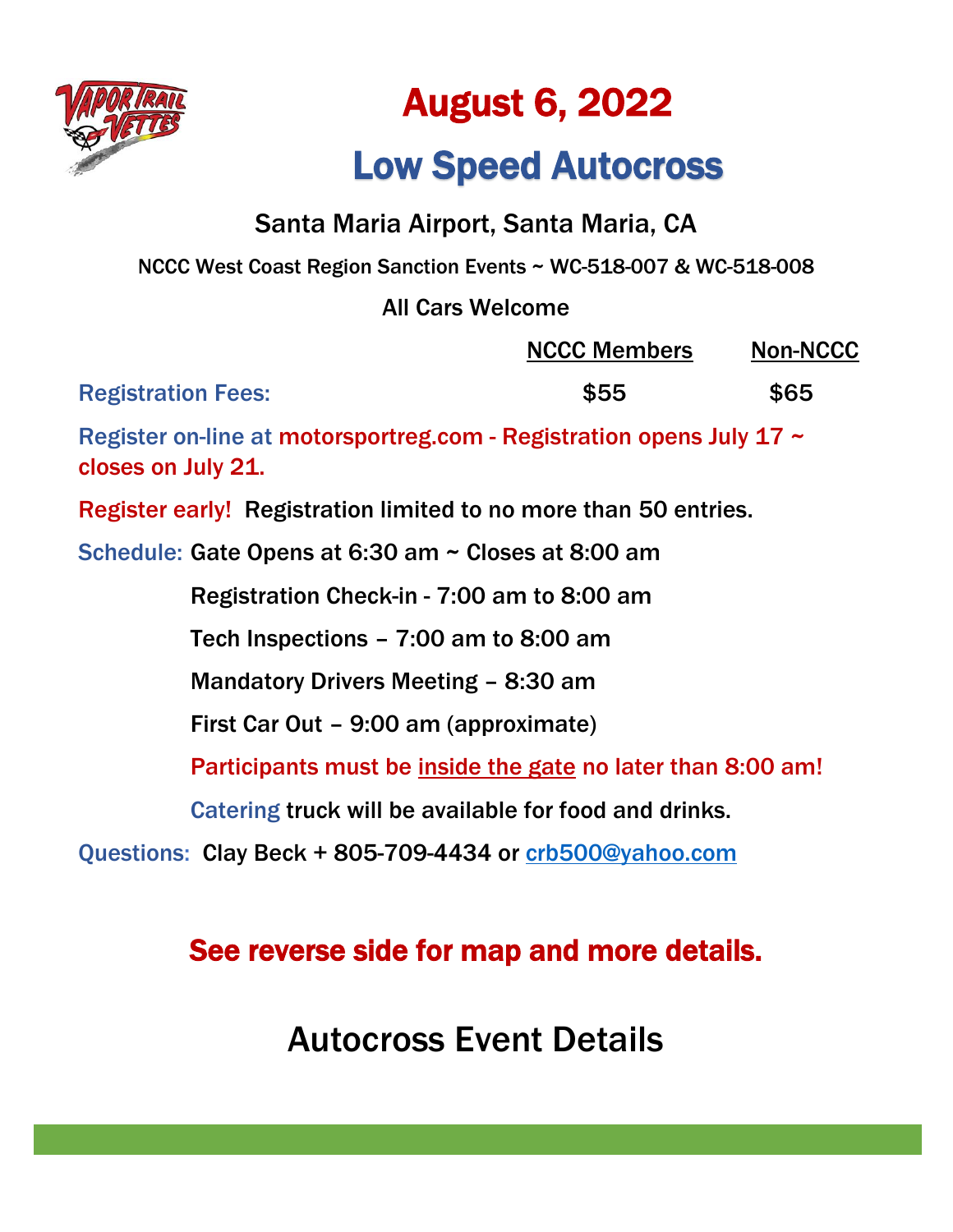# August 6, 2022

# Low Speed Autocross

Santa Maria Airport, Santa Maria, CA

NCCC West Coast Region Sanction Events ~ WC-518-007 & WC-518-008

All Cars Welcome

| | NCCC Members | Non-NCCC |
|---|---|---|
| Registration Fees: | $55 | $65 |

Register on-line at motorsportreg.com - Registration opens July 17 ~ closes on July 21.

Register early! Registration limited to no more than 50 entries.

Schedule: Gate Opens at 6:30 am ~ Closes at 8:00 am

Registration Check-in - 7:00 am to 8:00 am

Tech Inspections – 7:00 am to 8:00 am

Mandatory Drivers Meeting – 8:30 am

First Car Out – 9:00 am (approximate)

Participants must be inside the gate no later than 8:00 am!

Catering truck will be available for food and drinks.

Questions: Clay Beck + 805-709-4434 or crb500@yahoo.com

**See reverse side for map and more details.**

## Autocross Event Details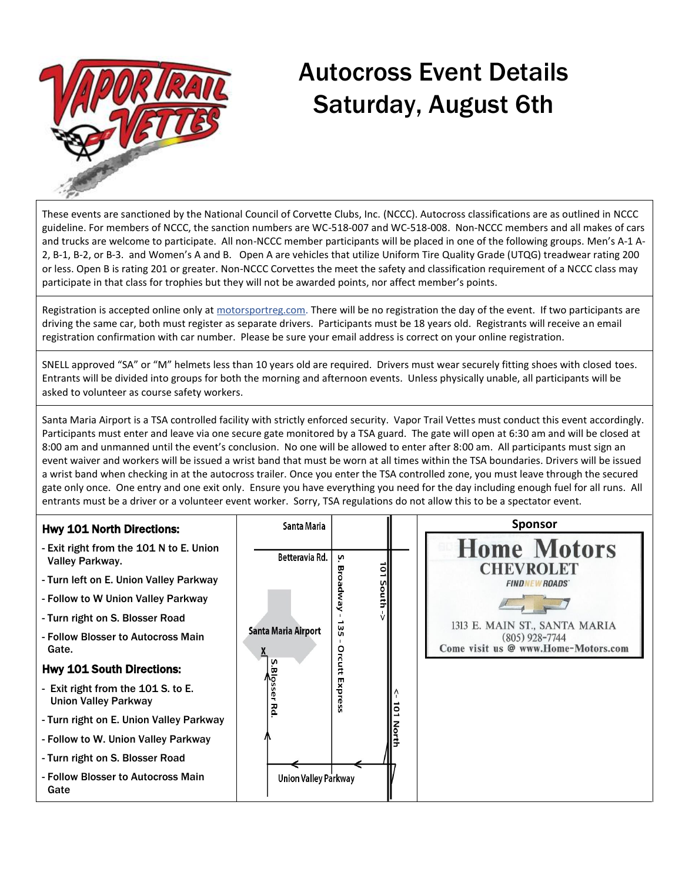# Autocross Event Details
## Saturday, August 6th

These events are sanctioned by the National Council of Corvette Clubs, Inc. (NCCC). Autocross classifications are as outlined in NCCC guideline. For members of NCCC, the sanction numbers are WC-518-007 and WC-518-008. Non-NCCC members and all makes of cars and trucks are welcome to participate. All non-NCCC member participants will be placed in one of the following groups. Men's A-1 A-2, B-1, B-2, or B-3. and Women's A and B. Open A are vehicles that utilize Uniform Tire Quality Grade (UTQG) treadwear rating 200 or less. Open B is rating 201 or greater. Non-NCCC Corvettes the meet the safety and classification requirement of a NCCC class may participate in that class for trophies but they will not be awarded points, nor affect member's points.

Registration is accepted online only at motorsportreg.com. There will be no registration the day of the event. If two participants are driving the same car, both must register as separate drivers. Participants must be 18 years old. Registrants will receive an email registration confirmation with car number. Please be sure your email address is correct on your online registration.

SNELL approved "SA" or "M" helmets less than 10 years old are required. Drivers must wear securely fitting shoes with closed toes. Entrants will be divided into groups for both the morning and afternoon events. Unless physically unable, all participants will be asked to volunteer as course safety workers.

Santa Maria Airport is a TSA controlled facility with strictly enforced security. Vapor Trail Vettes must conduct this event accordingly. Participants must enter and leave via one secure gate monitored by a TSA guard. The gate will open at 6:30 am and will be closed at 8:00 am and unmanned until the event's conclusion. No one will be allowed to enter after 8:00 am. All participants must sign an event waiver and workers will be issued a wrist band that must be worn at all times within the TSA boundaries. Drivers will be issued a wrist band when checking in at the autocross trailer. Once you enter the TSA controlled zone, you must leave through the secured gate only once. One entry and one exit only. Ensure you have everything you need for the day including enough fuel for all runs. All entrants must be a driver or a volunteer event worker. Sorry, TSA regulations do not allow this to be a spectator event.

### Hwy 101 North Directions:

- Exit right from the 101 N to E. Union Valley Parkway.
- Turn left on E. Union Valley Parkway
- Follow to W Union Valley Parkway
- Turn right on S. Blosser Road
- Follow Blosser to Autocross Main Gate.

### Hwy 101 South Directions:

- Exit right from the 101 S. to E. Union Valley Parkway
- Turn right on E. Union Valley Parkway
- Follow to W. Union Valley Parkway
- Turn right on S. Blosser Road
- Follow Blosser to Autocross Main Gate

Santa Maria

Betteravia Rd.

S. Broadway - 135 - Orcutt Express

101 South ->

Santa Maria Airport

X

S.Blosser Rd.

<- 101 North

Union Valley Parkway

**Sponsor**

**Home Motors CHEVROLET**

FIND NEW ROADS

1313 E. MAIN ST., SANTA MARIA
(805) 928-7744
Come visit us @ www.Home-Motors.com